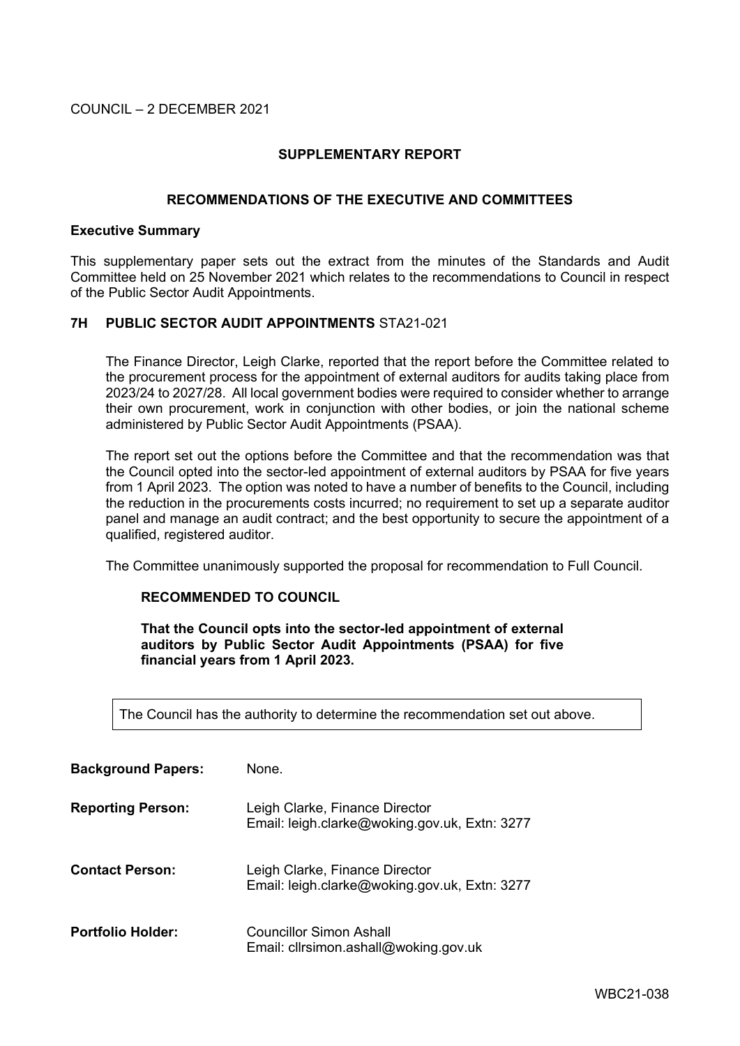COUNCIL – 2 DECEMBER 2021

## SUPPLEMENTARY REPORT

## RECOMMENDATIONS OF THE EXECUTIVE AND COMMITTEES

**Executive Summary**

This supplementary paper sets out the extract from the minutes of the Standards and Audit Committee held on 25 November 2021 which relates to the recommendations to Council in respect of the Public Sector Audit Appointments.

### 7H PUBLIC SECTOR AUDIT APPOINTMENTS STA21-021

The Finance Director, Leigh Clarke, reported that the report before the Committee related to the procurement process for the appointment of external auditors for audits taking place from 2023/24 to 2027/28. All local government bodies were required to consider whether to arrange their own procurement, work in conjunction with other bodies, or join the national scheme administered by Public Sector Audit Appointments (PSAA).

The report set out the options before the Committee and that the recommendation was that the Council opted into the sector-led appointment of external auditors by PSAA for five years from 1 April 2023. The option was noted to have a number of benefits to the Council, including the reduction in the procurements costs incurred; no requirement to set up a separate auditor panel and manage an audit contract; and the best opportunity to secure the appointment of a qualified, registered auditor.

The Committee unanimously supported the proposal for recommendation to Full Council.

**RECOMMENDED TO COUNCIL**

**That the Council opts into the sector-led appointment of external auditors by Public Sector Audit Appointments (PSAA) for five financial years from 1 April 2023.**

The Council has the authority to determine the recommendation set out above.

**Background Papers:** None.

**Reporting Person:** Leigh Clarke, Finance Director
Email: leigh.clarke@woking.gov.uk, Extn: 3277

**Contact Person:** Leigh Clarke, Finance Director
Email: leigh.clarke@woking.gov.uk, Extn: 3277

**Portfolio Holder:** Councillor Simon Ashall
Email: cllrsimon.ashall@woking.gov.uk

WBC21-038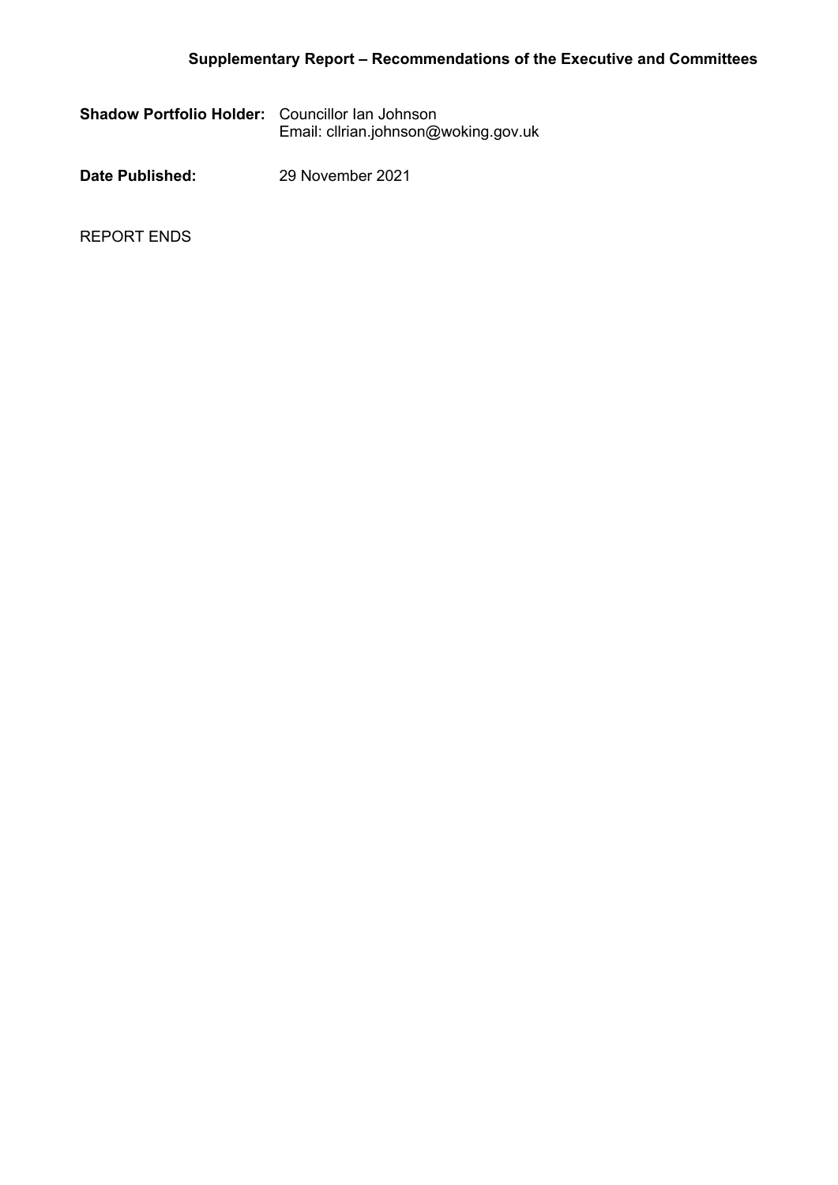**Supplementary Report – Recommendations of the Executive and Committees**

| | |
|---|---|
| **Shadow Portfolio Holder:** | Councillor Ian Johnson<br>Email: cllrian.johnson@woking.gov.uk |
| **Date Published:** | 29 November 2021 |

REPORT ENDS